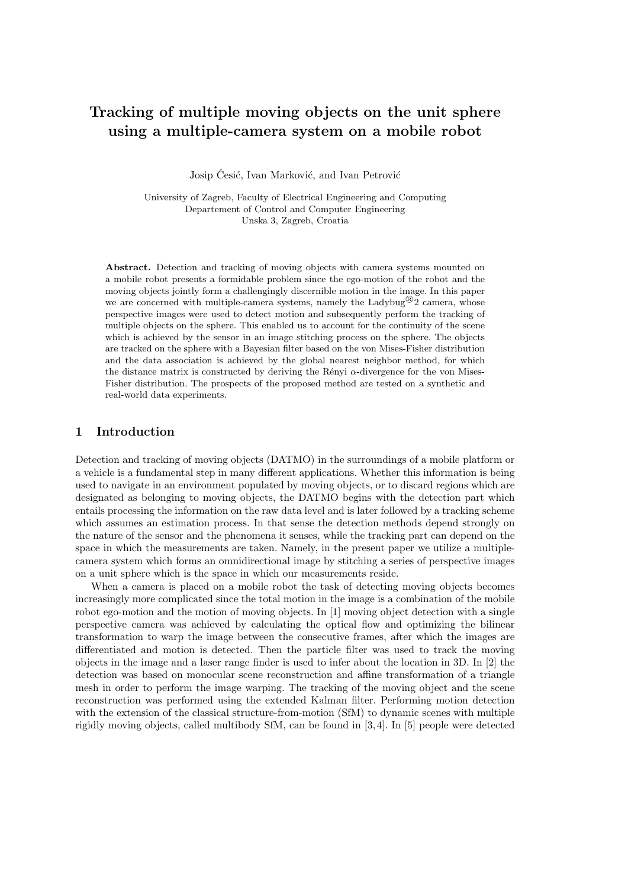# Tracking of multiple moving objects on the unit sphere using a multiple-camera system on a mobile robot

Josip Ćesić, Ivan Marković, and Ivan Petrović

University of Zagreb, Faculty of Electrical Engineering and Computing
Departement of Control and Computer Engineering
Unska 3, Zagreb, Croatia

**Abstract.** Detection and tracking of moving objects with camera systems mounted on a mobile robot presents a formidable problem since the ego-motion of the robot and the moving objects jointly form a challengingly discernible motion in the image. In this paper we are concerned with multiple-camera systems, namely the Ladybug®2 camera, whose perspective images were used to detect motion and subsequently perform the tracking of multiple objects on the sphere. This enabled us to account for the continuity of the scene which is achieved by the sensor in an image stitching process on the sphere. The objects are tracked on the sphere with a Bayesian filter based on the von Mises-Fisher distribution and the data association is achieved by the global nearest neighbor method, for which the distance matrix is constructed by deriving the Rényi $\alpha$-divergence for the von Mises-Fisher distribution. The prospects of the proposed method are tested on a synthetic and real-world data experiments.

## 1 Introduction

Detection and tracking of moving objects (DATMO) in the surroundings of a mobile platform or a vehicle is a fundamental step in many different applications. Whether this information is being used to navigate in an environment populated by moving objects, or to discard regions which are designated as belonging to moving objects, the DATMO begins with the detection part which entails processing the information on the raw data level and is later followed by a tracking scheme which assumes an estimation process. In that sense the detection methods depend strongly on the nature of the sensor and the phenomena it senses, while the tracking part can depend on the space in which the measurements are taken. Namely, in the present paper we utilize a multiple-camera system which forms an omnidirectional image by stitching a series of perspective images on a unit sphere which is the space in which our measurements reside.

When a camera is placed on a mobile robot the task of detecting moving objects becomes increasingly more complicated since the total motion in the image is a combination of the mobile robot ego-motion and the motion of moving objects. In [1] moving object detection with a single perspective camera was achieved by calculating the optical flow and optimizing the bilinear transformation to warp the image between the consecutive frames, after which the images are differentiated and motion is detected. Then the particle filter was used to track the moving objects in the image and a laser range finder is used to infer about the location in 3D. In [2] the detection was based on monocular scene reconstruction and affine transformation of a triangle mesh in order to perform the image warping. The tracking of the moving object and the scene reconstruction was performed using the extended Kalman filter. Performing motion detection with the extension of the classical structure-from-motion (SfM) to dynamic scenes with multiple rigidly moving objects, called multibody SfM, can be found in [3,4]. In [5] people were detected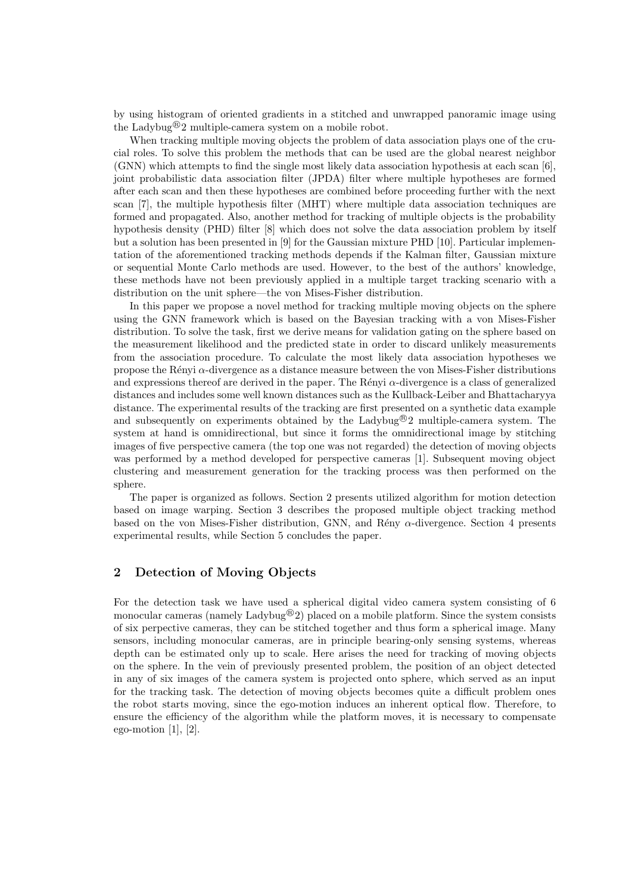by using histogram of oriented gradients in a stitched and unwrapped panoramic image using the Ladybug®2 multiple-camera system on a mobile robot.

When tracking multiple moving objects the problem of data association plays one of the crucial roles. To solve this problem the methods that can be used are the global nearest neighbor (GNN) which attempts to find the single most likely data association hypothesis at each scan [6], joint probabilistic data association filter (JPDA) filter where multiple hypotheses are formed after each scan and then these hypotheses are combined before proceeding further with the next scan [7], the multiple hypothesis filter (MHT) where multiple data association techniques are formed and propagated. Also, another method for tracking of multiple objects is the probability hypothesis density (PHD) filter [8] which does not solve the data association problem by itself but a solution has been presented in [9] for the Gaussian mixture PHD [10]. Particular implementation of the aforementioned tracking methods depends if the Kalman filter, Gaussian mixture or sequential Monte Carlo methods are used. However, to the best of the authors' knowledge, these methods have not been previously applied in a multiple target tracking scenario with a distribution on the unit sphere—the von Mises-Fisher distribution.

In this paper we propose a novel method for tracking multiple moving objects on the sphere using the GNN framework which is based on the Bayesian tracking with a von Mises-Fisher distribution. To solve the task, first we derive means for validation gating on the sphere based on the measurement likelihood and the predicted state in order to discard unlikely measurements from the association procedure. To calculate the most likely data association hypotheses we propose the Rényi $\alpha$-divergence as a distance measure between the von Mises-Fisher distributions and expressions thereof are derived in the paper. The Rényi $\alpha$-divergence is a class of generalized distances and includes some well known distances such as the Kullback-Leiber and Bhattacharyya distance. The experimental results of the tracking are first presented on a synthetic data example and subsequently on experiments obtained by the Ladybug®2 multiple-camera system. The system at hand is omnidirectional, but since it forms the omnidirectional image by stitching images of five perspective camera (the top one was not regarded) the detection of moving objects was performed by a method developed for perspective cameras [1]. Subsequent moving object clustering and measurement generation for the tracking process was then performed on the sphere.

The paper is organized as follows. Section 2 presents utilized algorithm for motion detection based on image warping. Section 3 describes the proposed multiple object tracking method based on the von Mises-Fisher distribution, GNN, and Rény $\alpha$-divergence. Section 4 presents experimental results, while Section 5 concludes the paper.

## 2 Detection of Moving Objects

For the detection task we have used a spherical digital video camera system consisting of 6 monocular cameras (namely Ladybug®2) placed on a mobile platform. Since the system consists of six perpective cameras, they can be stitched together and thus form a spherical image. Many sensors, including monocular cameras, are in principle bearing-only sensing systems, whereas depth can be estimated only up to scale. Here arises the need for tracking of moving objects on the sphere. In the vein of previously presented problem, the position of an object detected in any of six images of the camera system is projected onto sphere, which served as an input for the tracking task. The detection of moving objects becomes quite a difficult problem ones the robot starts moving, since the ego-motion induces an inherent optical flow. Therefore, to ensure the efficiency of the algorithm while the platform moves, it is necessary to compensate ego-motion [1], [2].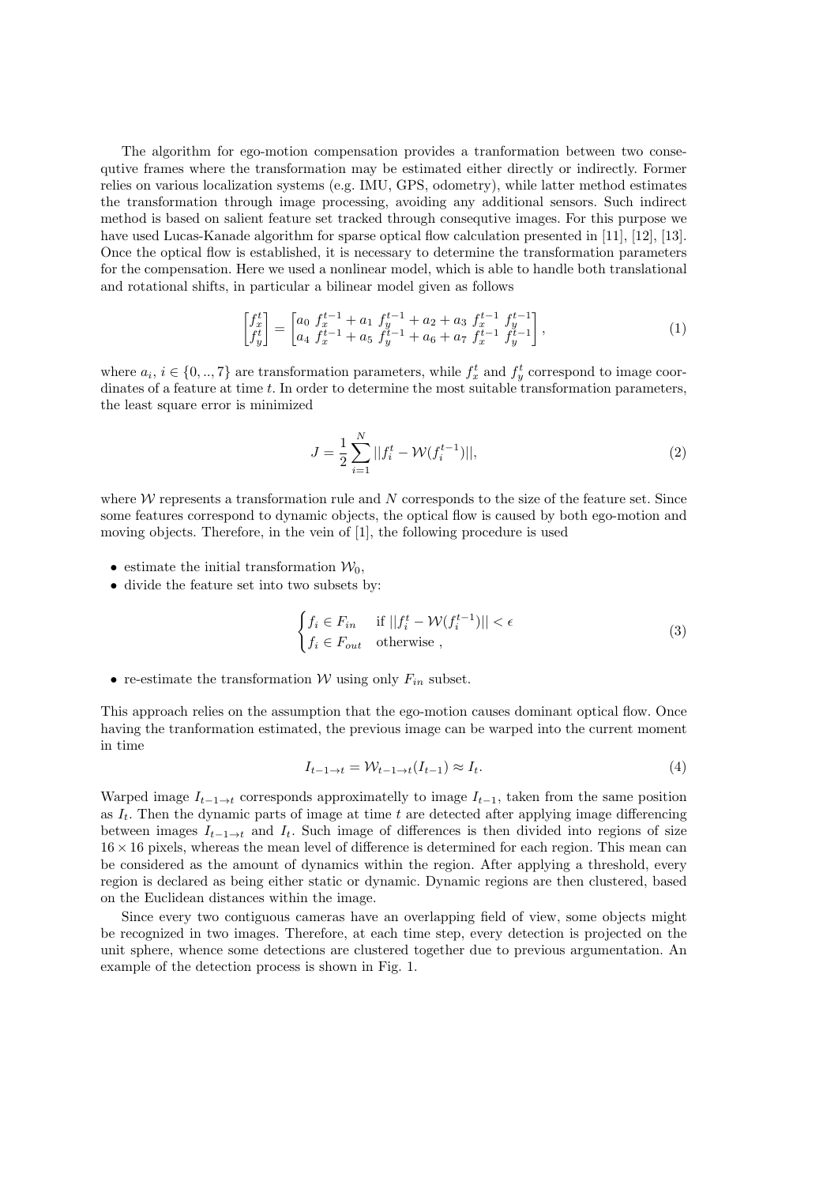The algorithm for ego-motion compensation provides a tranformation between two consequtive frames where the transformation may be estimated either directly or indirectly. Former relies on various localization systems (e.g. IMU, GPS, odometry), while latter method estimates the transformation through image processing, avoiding any additional sensors. Such indirect method is based on salient feature set tracked through consequtive images. For this purpose we have used Lucas-Kanade algorithm for sparse optical flow calculation presented in [11], [12], [13]. Once the optical flow is established, it is necessary to determine the transformation parameters for the compensation. Here we used a nonlinear model, which is able to handle both translational and rotational shifts, in particular a bilinear model given as follows

$$\begin{bmatrix} f_x^t \\ f_y^t \end{bmatrix} = \begin{bmatrix} a_0 \; f_x^{t-1} + a_1 \; f_y^{t-1} + a_2 + a_3 \; f_x^{t-1} \; f_y^{t-1} \\ a_4 \; f_x^{t-1} + a_5 \; f_y^{t-1} + a_6 + a_7 \; f_x^{t-1} \; f_y^{t-1} \end{bmatrix}, \tag{1}$$

where $a_i$, $i \in \{0, .., 7\}$ are transformation parameters, while $f_x^t$ and $f_y^t$ correspond to image coordinates of a feature at time $t$. In order to determine the most suitable transformation parameters, the least square error is minimized

$$J = \frac{1}{2} \sum_{i=1}^{N} ||f_i^t - \mathcal{W}(f_i^{t-1})||, \tag{2}$$

where $\mathcal{W}$ represents a transformation rule and $N$ corresponds to the size of the feature set. Since some features correspond to dynamic objects, the optical flow is caused by both ego-motion and moving objects. Therefore, in the vein of [1], the following procedure is used

- estimate the initial transformation $\mathcal{W}_0$,
- divide the feature set into two subsets by:

$$\begin{cases} f_i \in F_{in} & \text{if } ||f_i^t - \mathcal{W}(f_i^{t-1})|| < \epsilon \\ f_i \in F_{out} & \text{otherwise ,} \end{cases} \tag{3}$$

- re-estimate the transformation $\mathcal{W}$ using only $F_{in}$ subset.

This approach relies on the assumption that the ego-motion causes dominant optical flow. Once having the tranformation estimated, the previous image can be warped into the current moment in time

$$I_{t-1 \to t} = \mathcal{W}_{t-1 \to t}(I_{t-1}) \approx I_t. \tag{4}$$

Warped image $I_{t-1 \to t}$ corresponds approximatelly to image $I_{t-1}$, taken from the same position as $I_t$. Then the dynamic parts of image at time $t$ are detected after applying image differencing between images $I_{t-1 \to t}$ and $I_t$. Such image of differences is then divided into regions of size $16 \times 16$ pixels, whereas the mean level of difference is determined for each region. This mean can be considered as the amount of dynamics within the region. After applying a threshold, every region is declared as being either static or dynamic. Dynamic regions are then clustered, based on the Euclidean distances within the image.

Since every two contiguous cameras have an overlapping field of view, some objects might be recognized in two images. Therefore, at each time step, every detection is projected on the unit sphere, whence some detections are clustered together due to previous argumentation. An example of the detection process is shown in Fig. 1.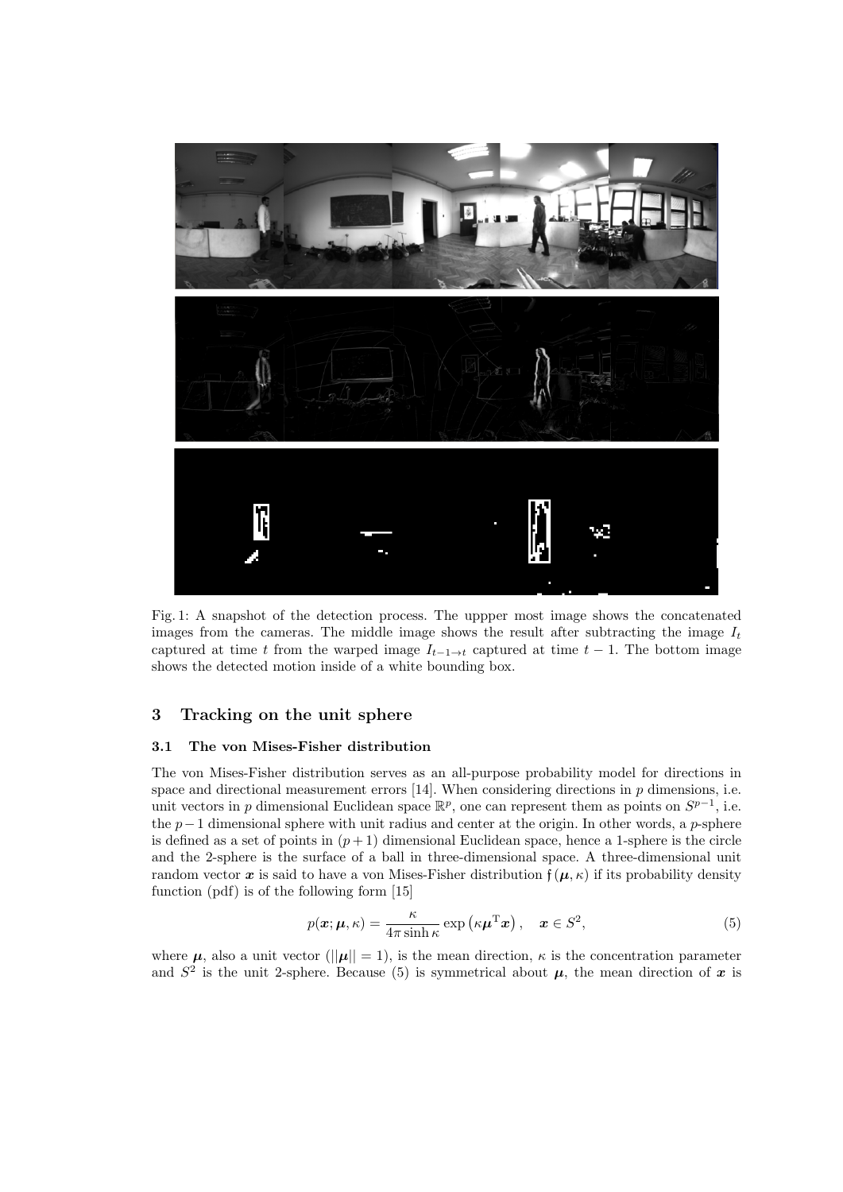Fig. 1: A snapshot of the detection process. The uppper most image shows the concatenated images from the cameras. The middle image shows the result after subtracting the image $I_t$ captured at time $t$ from the warped image $I_{t-1\to t}$ captured at time $t-1$. The bottom image shows the detected motion inside of a white bounding box.

## 3 Tracking on the unit sphere

### 3.1 The von Mises-Fisher distribution

The von Mises-Fisher distribution serves as an all-purpose probability model for directions in space and directional measurement errors [14]. When considering directions in $p$ dimensions, i.e. unit vectors in $p$ dimensional Euclidean space $\mathbb{R}^p$, one can represent them as points on $S^{p-1}$, i.e. the $p-1$ dimensional sphere with unit radius and center at the origin. In other words, a $p$-sphere is defined as a set of points in $(p+1)$ dimensional Euclidean space, hence a 1-sphere is the circle and the 2-sphere is the surface of a ball in three-dimensional space. A three-dimensional unit random vector $\boldsymbol{x}$ is said to have a von Mises-Fisher distribution $\mathfrak{f}(\boldsymbol{\mu}, \kappa)$ if its probability density function (pdf) is of the following form [15]

$$p(\boldsymbol{x}; \boldsymbol{\mu}, \kappa) = \frac{\kappa}{4\pi \sinh \kappa} \exp\left(\kappa \boldsymbol{\mu}^{\mathrm{T}} \boldsymbol{x}\right), \quad \boldsymbol{x} \in S^2, \tag{5}$$

where $\boldsymbol{\mu}$, also a unit vector ($||\boldsymbol{\mu}|| = 1$), is the mean direction, $\kappa$ is the concentration parameter and $S^2$ is the unit 2-sphere. Because (5) is symmetrical about $\boldsymbol{\mu}$, the mean direction of $\boldsymbol{x}$ is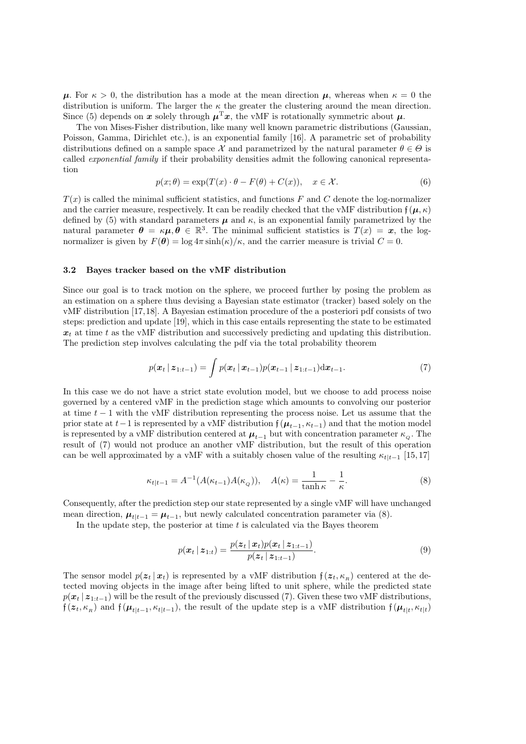$\boldsymbol{\mu}$. For $\kappa > 0$, the distribution has a mode at the mean direction $\boldsymbol{\mu}$, whereas when $\kappa = 0$ the distribution is uniform. The larger the $\kappa$ the greater the clustering around the mean direction. Since (5) depends on $\boldsymbol{x}$ solely through $\boldsymbol{\mu}^{\mathrm{T}}\boldsymbol{x}$, the vMF is rotationally symmetric about $\boldsymbol{\mu}$.

The von Mises-Fisher distribution, like many well known parametric distributions (Gaussian, Poisson, Gamma, Dirichlet etc.), is an exponential family [16]. A parametric set of probability distributions defined on a sample space $\mathcal{X}$ and parametrized by the natural parameter $\theta \in \Theta$ is called *exponential family* if their probability densities admit the following canonical representation

$$p(x;\theta) = \exp(T(x) \cdot \theta - F(\theta) + C(x)), \quad x \in \mathcal{X}. \tag{6}$$

$T(x)$ is called the minimal sufficient statistics, and functions $F$ and $C$ denote the log-normalizer and the carrier measure, respectively. It can be readily checked that the vMF distribution $\mathfrak{f}(\boldsymbol{\mu}, \kappa)$ defined by (5) with standard parameters $\boldsymbol{\mu}$ and $\kappa$, is an exponential family parametrized by the natural parameter $\boldsymbol{\theta} = \kappa\boldsymbol{\mu}, \boldsymbol{\theta} \in \mathbb{R}^3$. The minimal sufficient statistics is $T(x) = \boldsymbol{x}$, the log-normalizer is given by $F(\boldsymbol{\theta}) = \log 4\pi \sinh(\kappa)/\kappa$, and the carrier measure is trivial $C = 0$.

### 3.2 Bayes tracker based on the vMF distribution

Since our goal is to track motion on the sphere, we proceed further by posing the problem as an estimation on a sphere thus devising a Bayesian state estimator (tracker) based solely on the vMF distribution [17,18]. A Bayesian estimation procedure of the a posteriori pdf consists of two steps: prediction and update [19], which in this case entails representing the state to be estimated $\boldsymbol{x}_t$ at time $t$ as the vMF distribution and successively predicting and updating this distribution. The prediction step involves calculating the pdf via the total probability theorem

$$p(\boldsymbol{x}_t \,|\, \boldsymbol{z}_{1:t-1}) = \int p(\boldsymbol{x}_t \,|\, \boldsymbol{x}_{t-1}) p(\boldsymbol{x}_{t-1} \,|\, \boldsymbol{z}_{1:t-1}) \mathrm{d}\boldsymbol{x}_{t-1}. \tag{7}$$

In this case we do not have a strict state evolution model, but we choose to add process noise governed by a centered vMF in the prediction stage which amounts to convolving our posterior at time $t-1$ with the vMF distribution representing the process noise. Let us assume that the prior state at $t-1$ is represented by a vMF distribution $\mathfrak{f}(\boldsymbol{\mu}_{t-1}, \kappa_{t-1})$ and that the motion model is represented by a vMF distribution centered at $\boldsymbol{\mu}_{t-1}$ but with concentration parameter $\kappa_{Q}$. The result of (7) would not produce an another vMF distribution, but the result of this operation can be well approximated by a vMF with a suitably chosen value of the resulting $\kappa_{t|t-1}$ [15,17]

$$\kappa_{t|t-1} = A^{-1}(A(\kappa_{t-1})A(\kappa_{Q})), \quad A(\kappa) = \frac{1}{\tanh \kappa} - \frac{1}{\kappa}. \tag{8}$$

Consequently, after the prediction step our state represented by a single vMF will have unchanged mean direction, $\boldsymbol{\mu}_{t|t-1} = \boldsymbol{\mu}_{t-1}$, but newly calculated concentration parameter via (8).

In the update step, the posterior at time $t$ is calculated via the Bayes theorem

$$p(\boldsymbol{x}_t \,|\, \boldsymbol{z}_{1:t}) = \frac{p(\boldsymbol{z}_t \,|\, \boldsymbol{x}_t) p(\boldsymbol{x}_t \,|\, \boldsymbol{z}_{1:t-1})}{p(\boldsymbol{z}_t \,|\, \boldsymbol{z}_{1:t-1})}. \tag{9}$$

The sensor model $p(\boldsymbol{z}_t \,|\, \boldsymbol{x}_t)$ is represented by a vMF distribution $\mathfrak{f}(\boldsymbol{z}_t, \kappa_{R})$ centered at the detected moving objects in the image after being lifted to unit sphere, while the predicted state $p(\boldsymbol{x}_t \,|\, \boldsymbol{z}_{1:t-1})$ will be the result of the previously discussed (7). Given these two vMF distributions, $\mathfrak{f}(\boldsymbol{z}_t, \kappa_{R})$ and $\mathfrak{f}(\boldsymbol{\mu}_{t|t-1}, \kappa_{t|t-1})$, the result of the update step is a vMF distribution $\mathfrak{f}(\boldsymbol{\mu}_{t|t}, \kappa_{t|t})$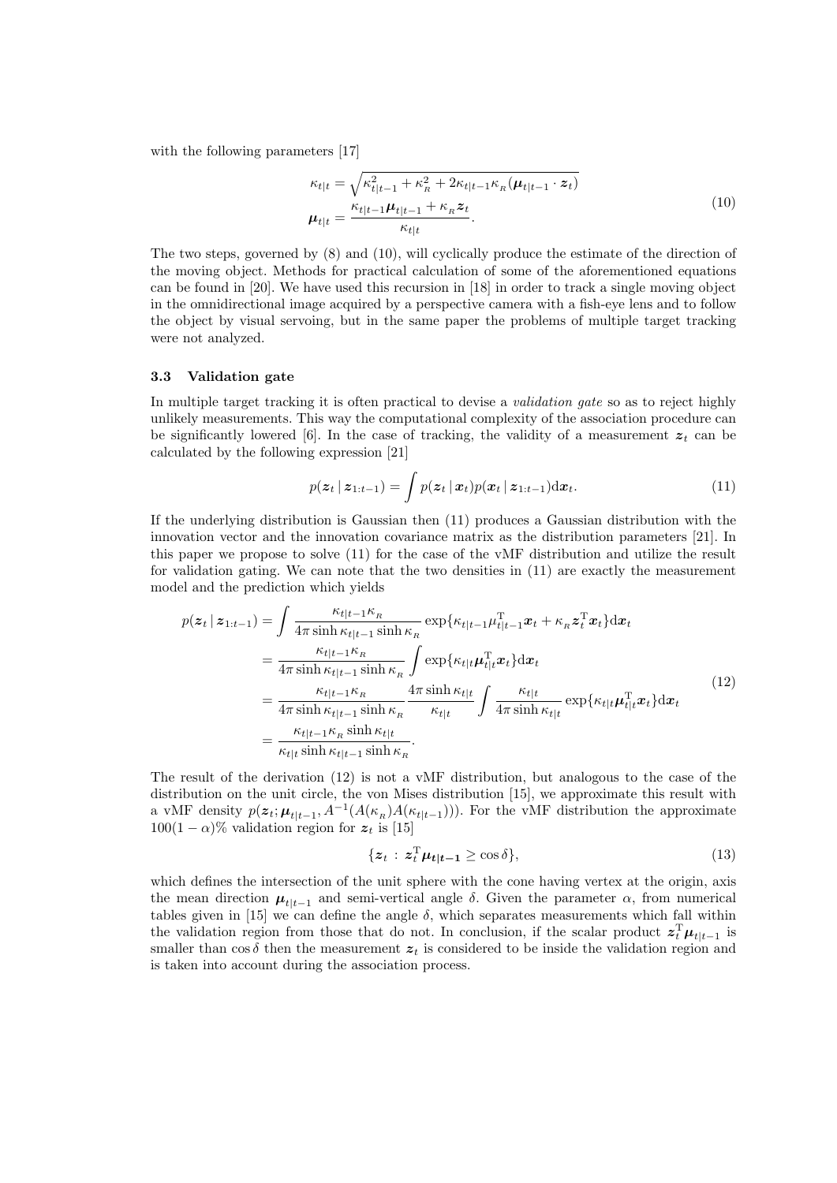with the following parameters [17]

$$
\begin{aligned}
\kappa_{t|t} &= \sqrt{\kappa_{t|t-1}^2 + \kappa_R^2 + 2\kappa_{t|t-1}\kappa_R(\boldsymbol{\mu}_{t|t-1}\cdot \boldsymbol{z}_t)} \\
\boldsymbol{\mu}_{t|t} &= \frac{\kappa_{t|t-1}\boldsymbol{\mu}_{t|t-1} + \kappa_R \boldsymbol{z}_t}{\kappa_{t|t}}.
\end{aligned}
\tag{10}
$$

The two steps, governed by (8) and (10), will cyclically produce the estimate of the direction of the moving object. Methods for practical calculation of some of the aforementioned equations can be found in [20]. We have used this recursion in [18] in order to track a single moving object in the omnidirectional image acquired by a perspective camera with a fish-eye lens and to follow the object by visual servoing, but in the same paper the problems of multiple target tracking were not analyzed.

### 3.3 Validation gate

In multiple target tracking it is often practical to devise a *validation gate* so as to reject highly unlikely measurements. This way the computational complexity of the association procedure can be significantly lowered [6]. In the case of tracking, the validity of a measurement $\boldsymbol{z}_t$ can be calculated by the following expression [21]

$$
p(\boldsymbol{z}_t \,|\, \boldsymbol{z}_{1:t-1}) = \int p(\boldsymbol{z}_t \,|\, \boldsymbol{x}_t) p(\boldsymbol{x}_t \,|\, \boldsymbol{z}_{1:t-1}) \mathrm{d}\boldsymbol{x}_t. \tag{11}
$$

If the underlying distribution is Gaussian then (11) produces a Gaussian distribution with the innovation vector and the innovation covariance matrix as the distribution parameters [21]. In this paper we propose to solve (11) for the case of the vMF distribution and utilize the result for validation gating. We can note that the two densities in (11) are exactly the measurement model and the prediction which yields

$$
\begin{aligned}
p(\boldsymbol{z}_t \,|\, \boldsymbol{z}_{1:t-1}) &= \int \frac{\kappa_{t|t-1}\kappa_R}{4\pi \sinh \kappa_{t|t-1} \sinh \kappa_R} \exp\{\kappa_{t|t-1}\mu_{t|t-1}^{\mathrm{T}} \boldsymbol{x}_t + \kappa_R \boldsymbol{z}_t^{\mathrm{T}} \boldsymbol{x}_t\} \mathrm{d}\boldsymbol{x}_t \\
&= \frac{\kappa_{t|t-1}\kappa_R}{4\pi \sinh \kappa_{t|t-1} \sinh \kappa_R} \int \exp\{\kappa_{t|t}\boldsymbol{\mu}_{t|t}^{\mathrm{T}} \boldsymbol{x}_t\} \mathrm{d}\boldsymbol{x}_t \\
&= \frac{\kappa_{t|t-1}\kappa_R}{4\pi \sinh \kappa_{t|t-1} \sinh \kappa_R} \frac{4\pi \sinh \kappa_{t|t}}{\kappa_{t|t}} \int \frac{\kappa_{t|t}}{4\pi \sinh \kappa_{t|t}} \exp\{\kappa_{t|t}\boldsymbol{\mu}_{t|t}^{\mathrm{T}} \boldsymbol{x}_t\} \mathrm{d}\boldsymbol{x}_t \\
&= \frac{\kappa_{t|t-1}\kappa_R \sinh \kappa_{t|t}}{\kappa_{t|t} \sinh \kappa_{t|t-1} \sinh \kappa_R}.
\end{aligned}
\tag{12}
$$

The result of the derivation (12) is not a vMF distribution, but analogous to the case of the distribution on the unit circle, the von Mises distribution [15], we approximate this result with a vMF density $p(\boldsymbol{z}_t; \boldsymbol{\mu}_{t|t-1}, A^{-1}(A(\kappa_R)A(\kappa_{t|t-1})))$. For the vMF distribution the approximate $100(1-\alpha)\%$ validation region for $\boldsymbol{z}_t$ is [15]

$$
\{\boldsymbol{z}_t \,:\, \boldsymbol{z}_t^{\mathrm{T}} \boldsymbol{\mu}_{\boldsymbol{t|t-1}} \geq \cos\delta\}, \tag{13}
$$

which defines the intersection of the unit sphere with the cone having vertex at the origin, axis the mean direction $\boldsymbol{\mu}_{t|t-1}$ and semi-vertical angle $\delta$. Given the parameter $\alpha$, from numerical tables given in [15] we can define the angle $\delta$, which separates measurements which fall within the validation region from those that do not. In conclusion, if the scalar product $\boldsymbol{z}_t^{\mathrm{T}} \boldsymbol{\mu}_{t|t-1}$ is smaller than $\cos\delta$ then the measurement $\boldsymbol{z}_t$ is considered to be inside the validation region and is taken into account during the association process.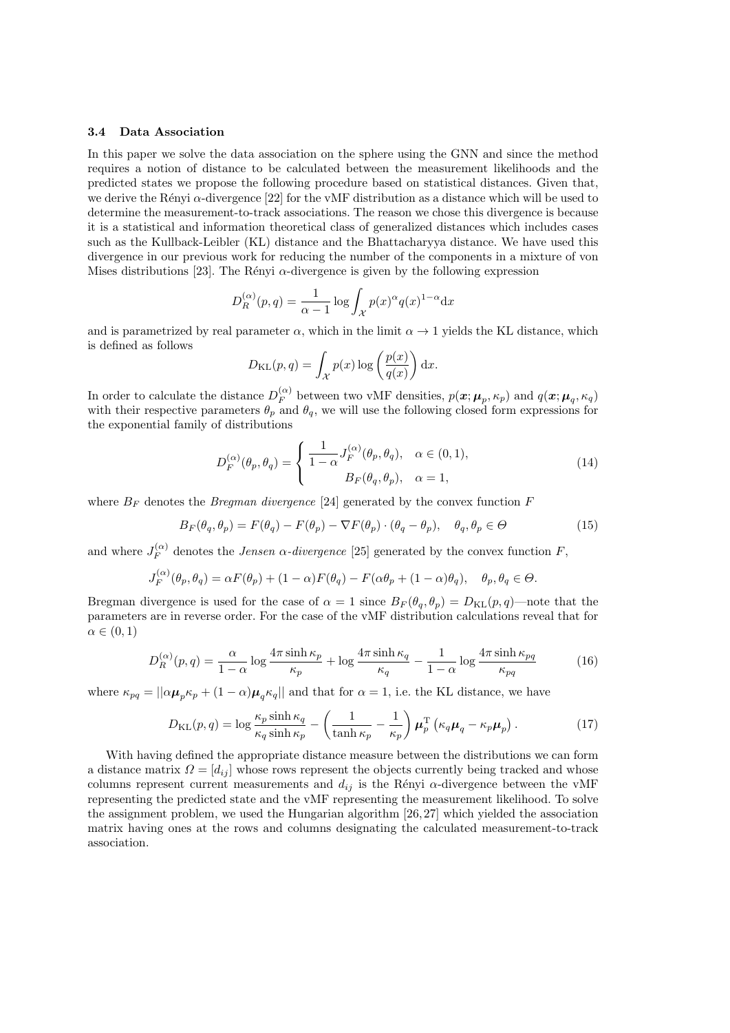### 3.4 Data Association

In this paper we solve the data association on the sphere using the GNN and since the method requires a notion of distance to be calculated between the measurement likelihoods and the predicted states we propose the following procedure based on statistical distances. Given that, we derive the Rényi $\alpha$-divergence [22] for the vMF distribution as a distance which will be used to determine the measurement-to-track associations. The reason we chose this divergence is because it is a statistical and information theoretical class of generalized distances which includes cases such as the Kullback-Leibler (KL) distance and the Bhattacharyya distance. We have used this divergence in our previous work for reducing the number of the components in a mixture of von Mises distributions [23]. The Rényi $\alpha$-divergence is given by the following expression

$$D_R^{(\alpha)}(p,q) = \frac{1}{\alpha - 1} \log \int_{\mathcal{X}} p(x)^{\alpha} q(x)^{1-\alpha} \mathrm{d}x$$

and is parametrized by real parameter $\alpha$, which in the limit $\alpha \to 1$ yields the KL distance, which is defined as follows

$$D_{\mathrm{KL}}(p,q) = \int_{\mathcal{X}} p(x) \log\left(\frac{p(x)}{q(x)}\right) \mathrm{d}x.$$

In order to calculate the distance $D_F^{(\alpha)}$ between two vMF densities, $p(\boldsymbol{x}; \boldsymbol{\mu}_p, \kappa_p)$ and $q(\boldsymbol{x}; \boldsymbol{\mu}_q, \kappa_q)$ with their respective parameters $\theta_p$ and $\theta_q$, we will use the following closed form expressions for the exponential family of distributions

$$D_F^{(\alpha)}(\theta_p, \theta_q) = \begin{cases} \dfrac{1}{1-\alpha} J_F^{(\alpha)}(\theta_p, \theta_q), & \alpha \in (0,1), \\ B_F(\theta_q, \theta_p), & \alpha = 1, \end{cases} \tag{14}$$

where $B_F$ denotes the *Bregman divergence* [24] generated by the convex function $F$

$$B_F(\theta_q, \theta_p) = F(\theta_q) - F(\theta_p) - \nabla F(\theta_p) \cdot (\theta_q - \theta_p), \quad \theta_q, \theta_p \in \Theta \tag{15}$$

and where $J_F^{(\alpha)}$ denotes the *Jensen $\alpha$-divergence* [25] generated by the convex function $F$,

$$J_F^{(\alpha)}(\theta_p, \theta_q) = \alpha F(\theta_p) + (1-\alpha) F(\theta_q) - F(\alpha\theta_p + (1-\alpha)\theta_q), \quad \theta_p, \theta_q \in \Theta.$$

Bregman divergence is used for the case of $\alpha = 1$ since $B_F(\theta_q, \theta_p) = D_{\mathrm{KL}}(p,q)$—note that the parameters are in reverse order. For the case of the vMF distribution calculations reveal that for $\alpha \in (0,1)$

$$D_R^{(\alpha)}(p,q) = \frac{\alpha}{1-\alpha} \log \frac{4\pi \sinh \kappa_p}{\kappa_p} + \log \frac{4\pi \sinh \kappa_q}{\kappa_q} - \frac{1}{1-\alpha} \log \frac{4\pi \sinh \kappa_{pq}}{\kappa_{pq}} \tag{16}$$

where $\kappa_{pq} = ||\alpha \boldsymbol{\mu}_p \kappa_p + (1-\alpha)\boldsymbol{\mu}_q \kappa_q||$ and that for $\alpha = 1$, i.e. the KL distance, we have

$$D_{\mathrm{KL}}(p,q) = \log \frac{\kappa_p \sinh \kappa_q}{\kappa_q \sinh \kappa_p} - \left(\frac{1}{\tanh \kappa_p} - \frac{1}{\kappa_p}\right) \boldsymbol{\mu}_p^{\mathrm{T}} \left(\kappa_q \boldsymbol{\mu}_q - \kappa_p \boldsymbol{\mu}_p\right). \tag{17}$$

With having defined the appropriate distance measure between the distributions we can form a distance matrix $\Omega = [d_{ij}]$ whose rows represent the objects currently being tracked and whose columns represent current measurements and $d_{ij}$ is the Rényi $\alpha$-divergence between the vMF representing the predicted state and the vMF representing the measurement likelihood. To solve the assignment problem, we used the Hungarian algorithm [26,27] which yielded the association matrix having ones at the rows and columns designating the calculated measurement-to-track association.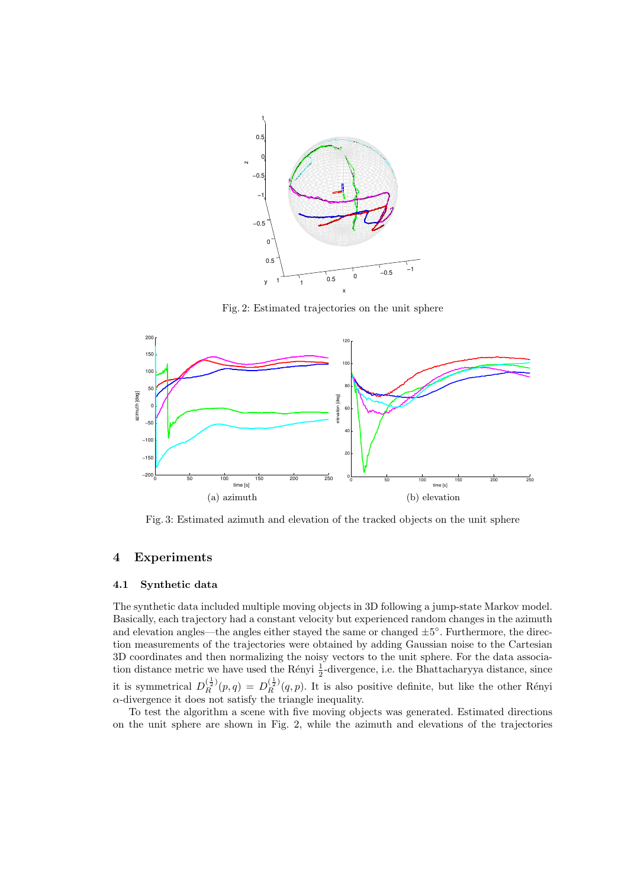Fig. 2: Estimated trajectories on the unit sphere

(a) azimuth

(b) elevation

Fig. 3: Estimated azimuth and elevation of the tracked objects on the unit sphere

## 4 Experiments

### 4.1 Synthetic data

The synthetic data included multiple moving objects in 3D following a jump-state Markov model. Basically, each trajectory had a constant velocity but experienced random changes in the azimuth and elevation angles—the angles either stayed the same or changed $\pm 5^{\circ}$. Furthermore, the direction measurements of the trajectories were obtained by adding Gaussian noise to the Cartesian 3D coordinates and then normalizing the noisy vectors to the unit sphere. For the data association distance metric we have used the Rényi $\frac{1}{2}$-divergence, i.e. the Bhattacharyya distance, since it is symmetrical $D_R^{(\frac{1}{2})}(p,q) = D_R^{(\frac{1}{2})}(q,p)$. It is also positive definite, but like the other Rényi $\alpha$-divergence it does not satisfy the triangle inequality.

To test the algorithm a scene with five moving objects was generated. Estimated directions on the unit sphere are shown in Fig. 2, while the azimuth and elevations of the trajectories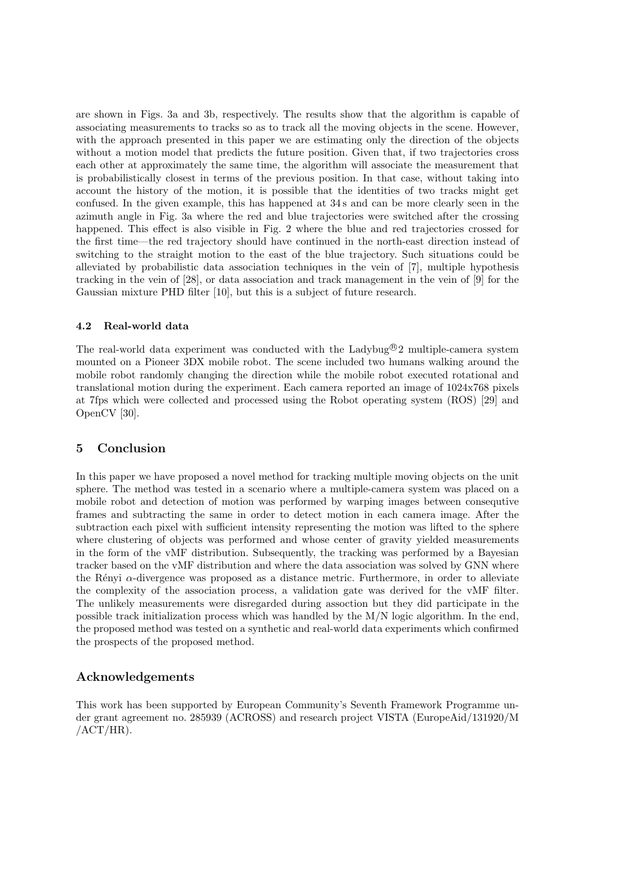are shown in Figs. 3a and 3b, respectively. The results show that the algorithm is capable of associating measurements to tracks so as to track all the moving objects in the scene. However, with the approach presented in this paper we are estimating only the direction of the objects without a motion model that predicts the future position. Given that, if two trajectories cross each other at approximately the same time, the algorithm will associate the measurement that is probabilistically closest in terms of the previous position. In that case, without taking into account the history of the motion, it is possible that the identities of two tracks might get confused. In the given example, this has happened at 34 s and can be more clearly seen in the azimuth angle in Fig. 3a where the red and blue trajectories were switched after the crossing happened. This effect is also visible in Fig. 2 where the blue and red trajectories crossed for the first time—the red trajectory should have continued in the north-east direction instead of switching to the straight motion to the east of the blue trajectory. Such situations could be alleviated by probabilistic data association techniques in the vein of [7], multiple hypothesis tracking in the vein of [28], or data association and track management in the vein of [9] for the Gaussian mixture PHD filter [10], but this is a subject of future research.

### 4.2 Real-world data

The real-world data experiment was conducted with the Ladybug®2 multiple-camera system mounted on a Pioneer 3DX mobile robot. The scene included two humans walking around the mobile robot randomly changing the direction while the mobile robot executed rotational and translational motion during the experiment. Each camera reported an image of 1024x768 pixels at 7fps which were collected and processed using the Robot operating system (ROS) [29] and OpenCV [30].

## 5 Conclusion

In this paper we have proposed a novel method for tracking multiple moving objects on the unit sphere. The method was tested in a scenario where a multiple-camera system was placed on a mobile robot and detection of motion was performed by warping images between consequtive frames and subtracting the same in order to detect motion in each camera image. After the subtraction each pixel with sufficient intensity representing the motion was lifted to the sphere where clustering of objects was performed and whose center of gravity yielded measurements in the form of the vMF distribution. Subsequently, the tracking was performed by a Bayesian tracker based on the vMF distribution and where the data association was solved by GNN where the Rényi $\alpha$-divergence was proposed as a distance metric. Furthermore, in order to alleviate the complexity of the association process, a validation gate was derived for the vMF filter. The unlikely measurements were disregarded during assoction but they did participate in the possible track initialization process which was handled by the M/N logic algorithm. In the end, the proposed method was tested on a synthetic and real-world data experiments which confirmed the prospects of the proposed method.

## Acknowledgements

This work has been supported by European Community's Seventh Framework Programme under grant agreement no. 285939 (ACROSS) and research project VISTA (EuropeAid/131920/M /ACT/HR).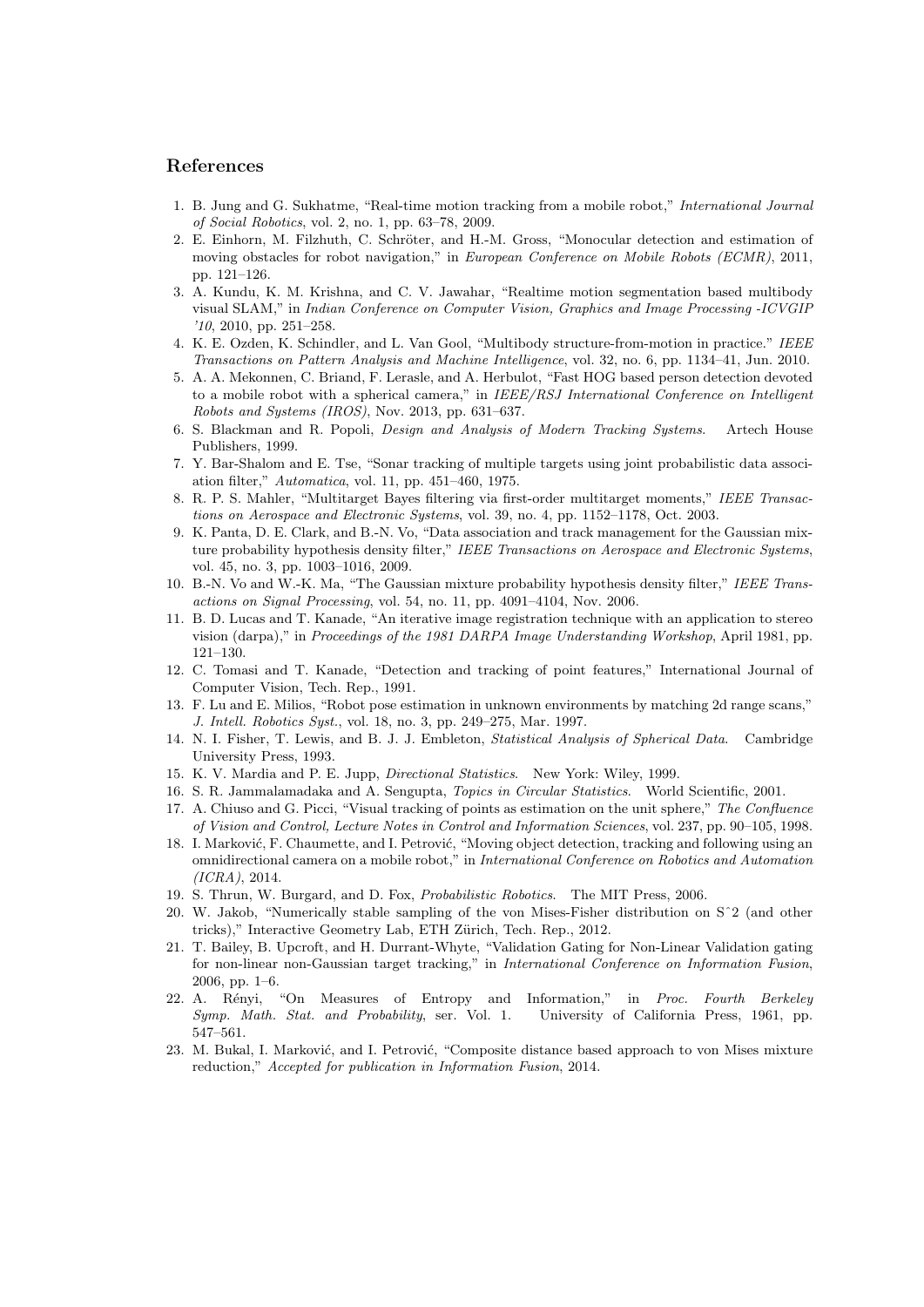## References

1. B. Jung and G. Sukhatme, "Real-time motion tracking from a mobile robot," *International Journal of Social Robotics*, vol. 2, no. 1, pp. 63–78, 2009.
2. E. Einhorn, M. Filzhuth, C. Schröter, and H.-M. Gross, "Monocular detection and estimation of moving obstacles for robot navigation," in *European Conference on Mobile Robots (ECMR)*, 2011, pp. 121–126.
3. A. Kundu, K. M. Krishna, and C. V. Jawahar, "Realtime motion segmentation based multibody visual SLAM," in *Indian Conference on Computer Vision, Graphics and Image Processing -ICVGIP '10*, 2010, pp. 251–258.
4. K. E. Ozden, K. Schindler, and L. Van Gool, "Multibody structure-from-motion in practice." *IEEE Transactions on Pattern Analysis and Machine Intelligence*, vol. 32, no. 6, pp. 1134–41, Jun. 2010.
5. A. A. Mekonnen, C. Briand, F. Lerasle, and A. Herbulot, "Fast HOG based person detection devoted to a mobile robot with a spherical camera," in *IEEE/RSJ International Conference on Intelligent Robots and Systems (IROS)*, Nov. 2013, pp. 631–637.
6. S. Blackman and R. Popoli, *Design and Analysis of Modern Tracking Systems*. Artech House Publishers, 1999.
7. Y. Bar-Shalom and E. Tse, "Sonar tracking of multiple targets using joint probabilistic data association filter," *Automatica*, vol. 11, pp. 451–460, 1975.
8. R. P. S. Mahler, "Multitarget Bayes filtering via first-order multitarget moments," *IEEE Transactions on Aerospace and Electronic Systems*, vol. 39, no. 4, pp. 1152–1178, Oct. 2003.
9. K. Panta, D. E. Clark, and B.-N. Vo, "Data association and track management for the Gaussian mixture probability hypothesis density filter," *IEEE Transactions on Aerospace and Electronic Systems*, vol. 45, no. 3, pp. 1003–1016, 2009.
10. B.-N. Vo and W.-K. Ma, "The Gaussian mixture probability hypothesis density filter," *IEEE Transactions on Signal Processing*, vol. 54, no. 11, pp. 4091–4104, Nov. 2006.
11. B. D. Lucas and T. Kanade, "An iterative image registration technique with an application to stereo vision (darpa)," in *Proceedings of the 1981 DARPA Image Understanding Workshop*, April 1981, pp. 121–130.
12. C. Tomasi and T. Kanade, "Detection and tracking of point features," International Journal of Computer Vision, Tech. Rep., 1991.
13. F. Lu and E. Milios, "Robot pose estimation in unknown environments by matching 2d range scans," *J. Intell. Robotics Syst.*, vol. 18, no. 3, pp. 249–275, Mar. 1997.
14. N. I. Fisher, T. Lewis, and B. J. J. Embleton, *Statistical Analysis of Spherical Data*. Cambridge University Press, 1993.
15. K. V. Mardia and P. E. Jupp, *Directional Statistics*. New York: Wiley, 1999.
16. S. R. Jammalamadaka and A. Sengupta, *Topics in Circular Statistics*. World Scientific, 2001.
17. A. Chiuso and G. Picci, "Visual tracking of points as estimation on the unit sphere," *The Confluence of Vision and Control, Lecture Notes in Control and Information Sciences*, vol. 237, pp. 90–105, 1998.
18. I. Marković, F. Chaumette, and I. Petrović, "Moving object detection, tracking and following using an omnidirectional camera on a mobile robot," in *International Conference on Robotics and Automation (ICRA)*, 2014.
19. S. Thrun, W. Burgard, and D. Fox, *Probabilistic Robotics*. The MIT Press, 2006.
20. W. Jakob, "Numerically stable sampling of the von Mises-Fisher distribution on Sˆ2 (and other tricks)," Interactive Geometry Lab, ETH Zürich, Tech. Rep., 2012.
21. T. Bailey, B. Upcroft, and H. Durrant-Whyte, "Validation Gating for Non-Linear Validation gating for non-linear non-Gaussian target tracking," in *International Conference on Information Fusion*, 2006, pp. 1–6.
22. A. Rényi, "On Measures of Entropy and Information," in *Proc. Fourth Berkeley Symp. Math. Stat. and Probability*, ser. Vol. 1. University of California Press, 1961, pp. 547–561.
23. M. Bukal, I. Marković, and I. Petrović, "Composite distance based approach to von Mises mixture reduction," *Accepted for publication in Information Fusion*, 2014.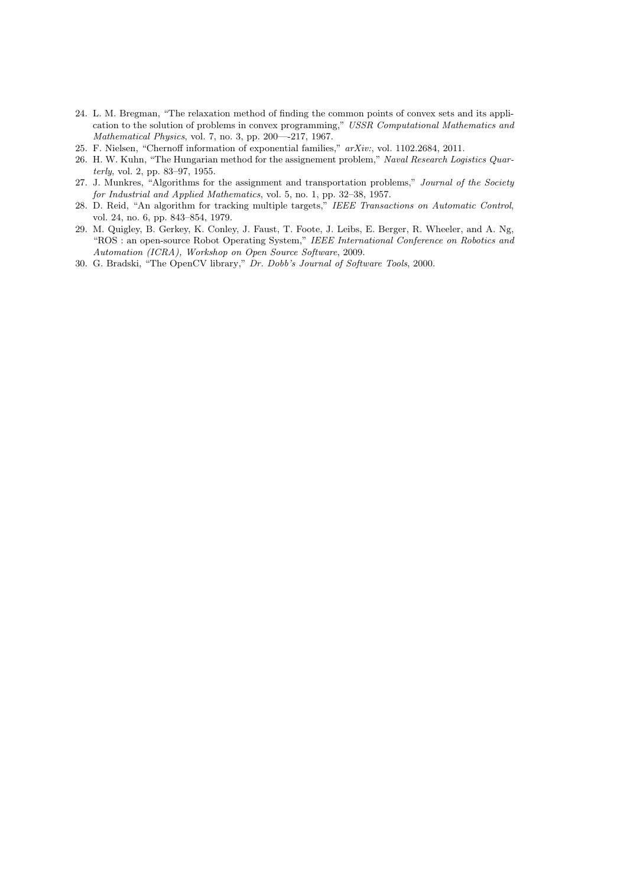24. L. M. Bregman, "The relaxation method of finding the common points of convex sets and its application to the solution of problems in convex programming," *USSR Computational Mathematics and Mathematical Physics*, vol. 7, no. 3, pp. 200—-217, 1967.
25. F. Nielsen, "Chernoff information of exponential families," *arXiv:*, vol. 1102.2684, 2011.
26. H. W. Kuhn, "The Hungarian method for the assignement problem," *Naval Research Logistics Quarterly*, vol. 2, pp. 83–97, 1955.
27. J. Munkres, "Algorithms for the assignment and transportation problems," *Journal of the Society for Industrial and Applied Mathematics*, vol. 5, no. 1, pp. 32–38, 1957.
28. D. Reid, "An algorithm for tracking multiple targets," *IEEE Transactions on Automatic Control*, vol. 24, no. 6, pp. 843–854, 1979.
29. M. Quigley, B. Gerkey, K. Conley, J. Faust, T. Foote, J. Leibs, E. Berger, R. Wheeler, and A. Ng, "ROS : an open-source Robot Operating System," *IEEE International Conference on Robotics and Automation (ICRA), Workshop on Open Source Software*, 2009.
30. G. Bradski, "The OpenCV library," *Dr. Dobb's Journal of Software Tools*, 2000.